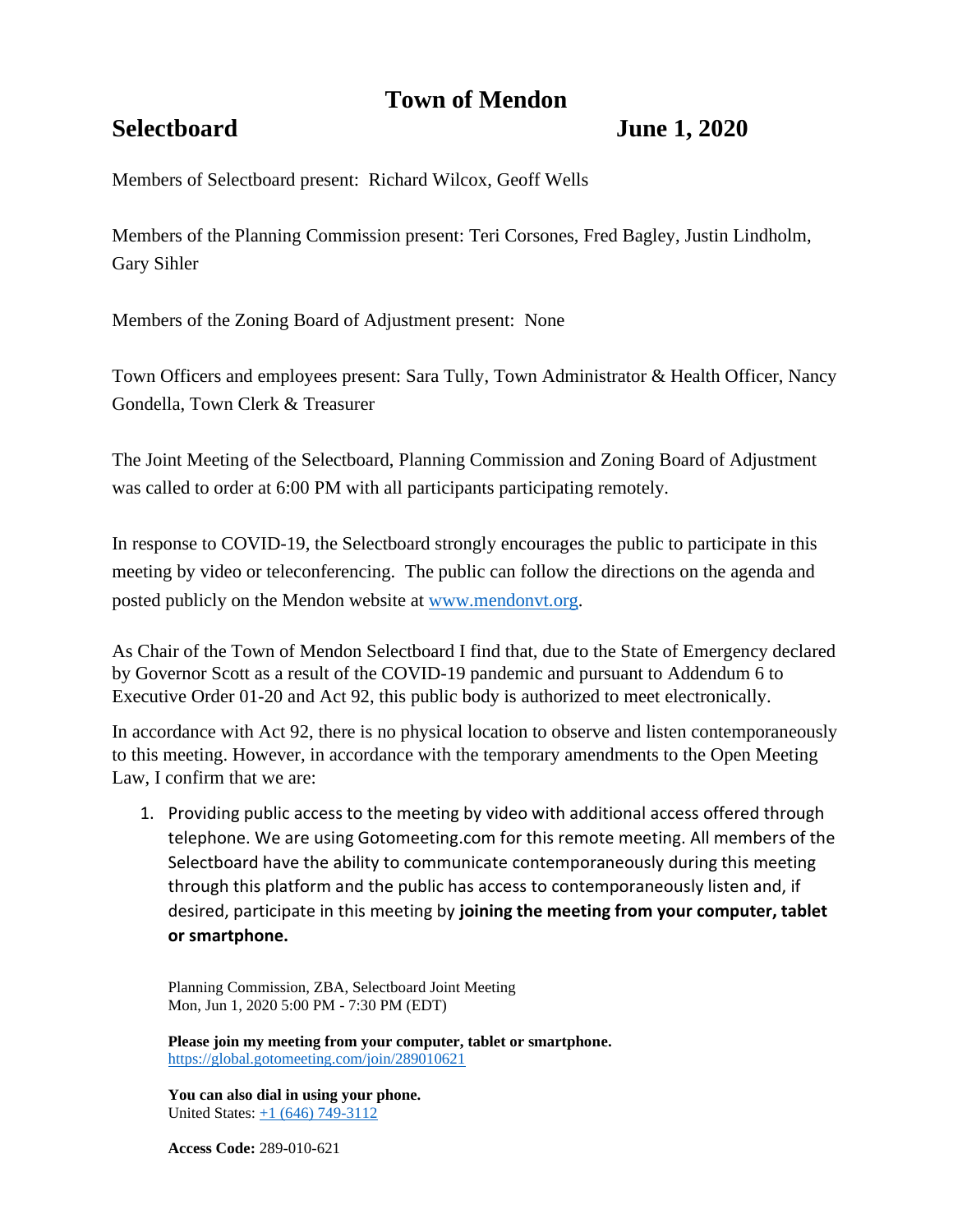# Town of Mendon

**Selectboard** **June 1, 2020**

Members of Selectboard present: Richard Wilcox, Geoff Wells

Members of the Planning Commission present: Teri Corsones, Fred Bagley, Justin Lindholm, Gary Sihler

Members of the Zoning Board of Adjustment present: None

Town Officers and employees present: Sara Tully, Town Administrator & Health Officer, Nancy Gondella, Town Clerk & Treasurer

The Joint Meeting of the Selectboard, Planning Commission and Zoning Board of Adjustment was called to order at 6:00 PM with all participants participating remotely.

In response to COVID-19, the Selectboard strongly encourages the public to participate in this meeting by video or teleconferencing. The public can follow the directions on the agenda and posted publicly on the Mendon website at [www.mendonvt.org](http://www.mendonvt.org).

As Chair of the Town of Mendon Selectboard I find that, due to the State of Emergency declared by Governor Scott as a result of the COVID-19 pandemic and pursuant to Addendum 6 to Executive Order 01-20 and Act 92, this public body is authorized to meet electronically.

In accordance with Act 92, there is no physical location to observe and listen contemporaneously to this meeting. However, in accordance with the temporary amendments to the Open Meeting Law, I confirm that we are:

1. Providing public access to the meeting by video with additional access offered through telephone. We are using Gotomeeting.com for this remote meeting. All members of the Selectboard have the ability to communicate contemporaneously during this meeting through this platform and the public has access to contemporaneously listen and, if desired, participate in this meeting by **joining the meeting from your computer, tablet or smartphone.**

   Planning Commission, ZBA, Selectboard Joint Meeting
   Mon, Jun 1, 2020 5:00 PM - 7:30 PM (EDT)

   **Please join my meeting from your computer, tablet or smartphone.**
   [https://global.gotomeeting.com/join/289010621](https://global.gotomeeting.com/join/289010621)

   **You can also dial in using your phone.**
   United States: [+1 (646) 749-3112](tel:+16467493112)

   **Access Code:** 289-010-621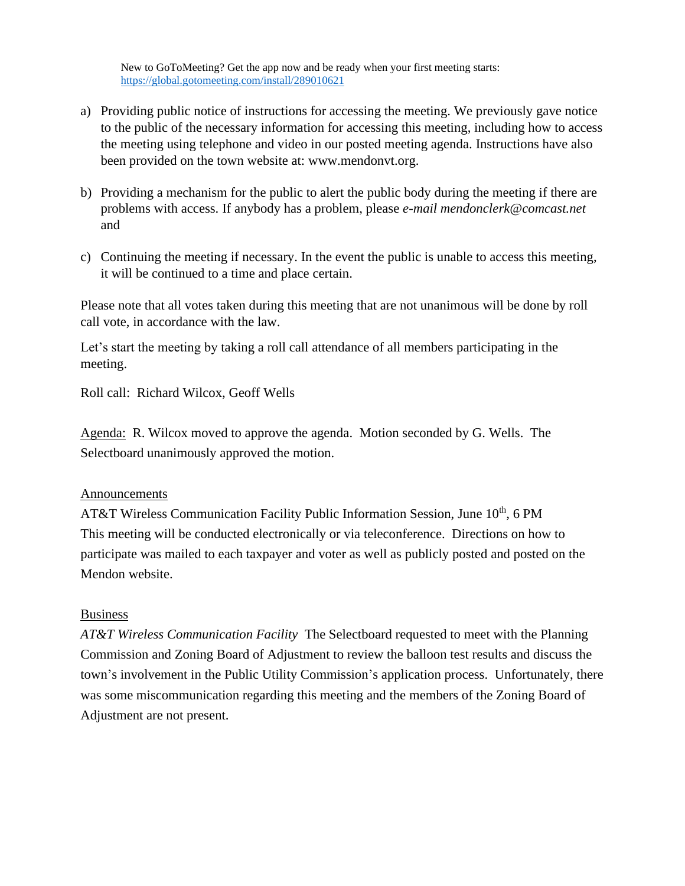New to GoToMeeting? Get the app now and be ready when your first meeting starts: [https://global.gotomeeting.com/install/289010621](https://global.gotomeeting.com/install/289010621)

a) Providing public notice of instructions for accessing the meeting. We previously gave notice to the public of the necessary information for accessing this meeting, including how to access the meeting using telephone and video in our posted meeting agenda. Instructions have also been provided on the town website at: www.mendonvt.org.

b) Providing a mechanism for the public to alert the public body during the meeting if there are problems with access. If anybody has a problem, please *e-mail mendonclerk@comcast.net* and

c) Continuing the meeting if necessary. In the event the public is unable to access this meeting, it will be continued to a time and place certain.

Please note that all votes taken during this meeting that are not unanimous will be done by roll call vote, in accordance with the law.

Let's start the meeting by taking a roll call attendance of all members participating in the meeting.

Roll call: Richard Wilcox, Geoff Wells

Agenda: R. Wilcox moved to approve the agenda. Motion seconded by G. Wells. The Selectboard unanimously approved the motion.

Announcements

AT&T Wireless Communication Facility Public Information Session, June 10th, 6 PM

This meeting will be conducted electronically or via teleconference. Directions on how to participate was mailed to each taxpayer and voter as well as publicly posted and posted on the Mendon website.

Business

*AT&T Wireless Communication Facility* The Selectboard requested to meet with the Planning Commission and Zoning Board of Adjustment to review the balloon test results and discuss the town's involvement in the Public Utility Commission's application process. Unfortunately, there was some miscommunication regarding this meeting and the members of the Zoning Board of Adjustment are not present.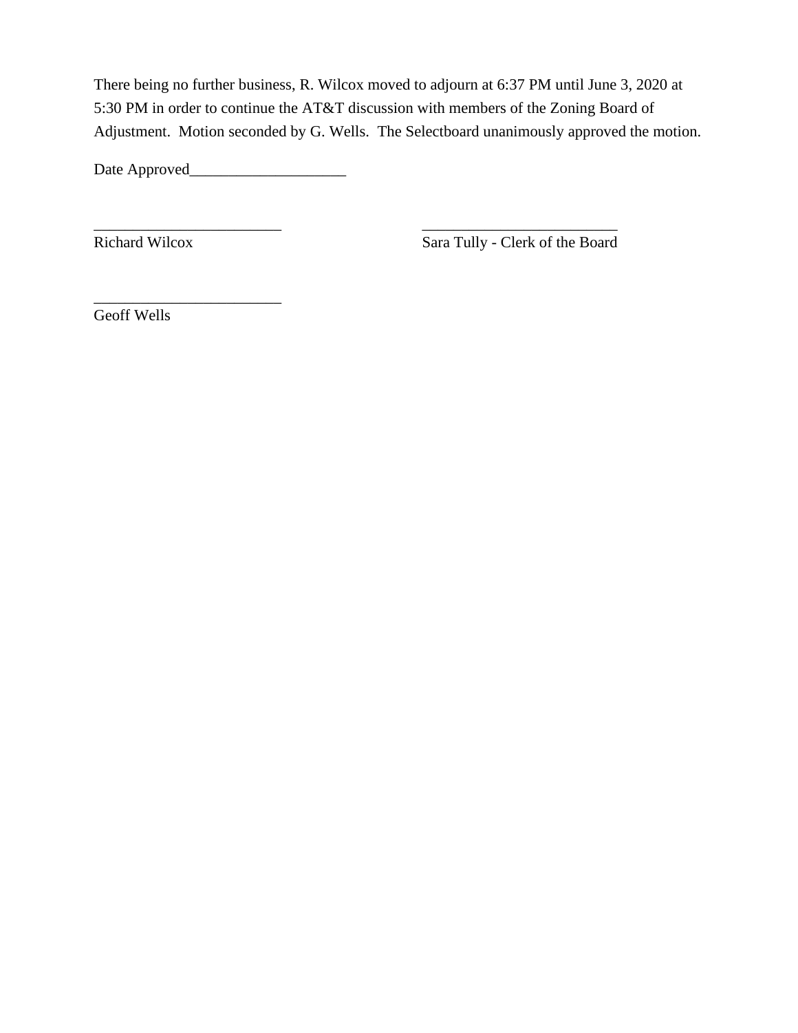There being no further business, R. Wilcox moved to adjourn at 6:37 PM until June 3, 2020 at 5:30 PM in order to continue the AT&T discussion with members of the Zoning Board of Adjustment. Motion seconded by G. Wells. The Selectboard unanimously approved the motion.

Date Approved____________________

________________________
Richard Wilcox

_________________________
Sara Tully - Clerk of the Board

________________________
Geoff Wells